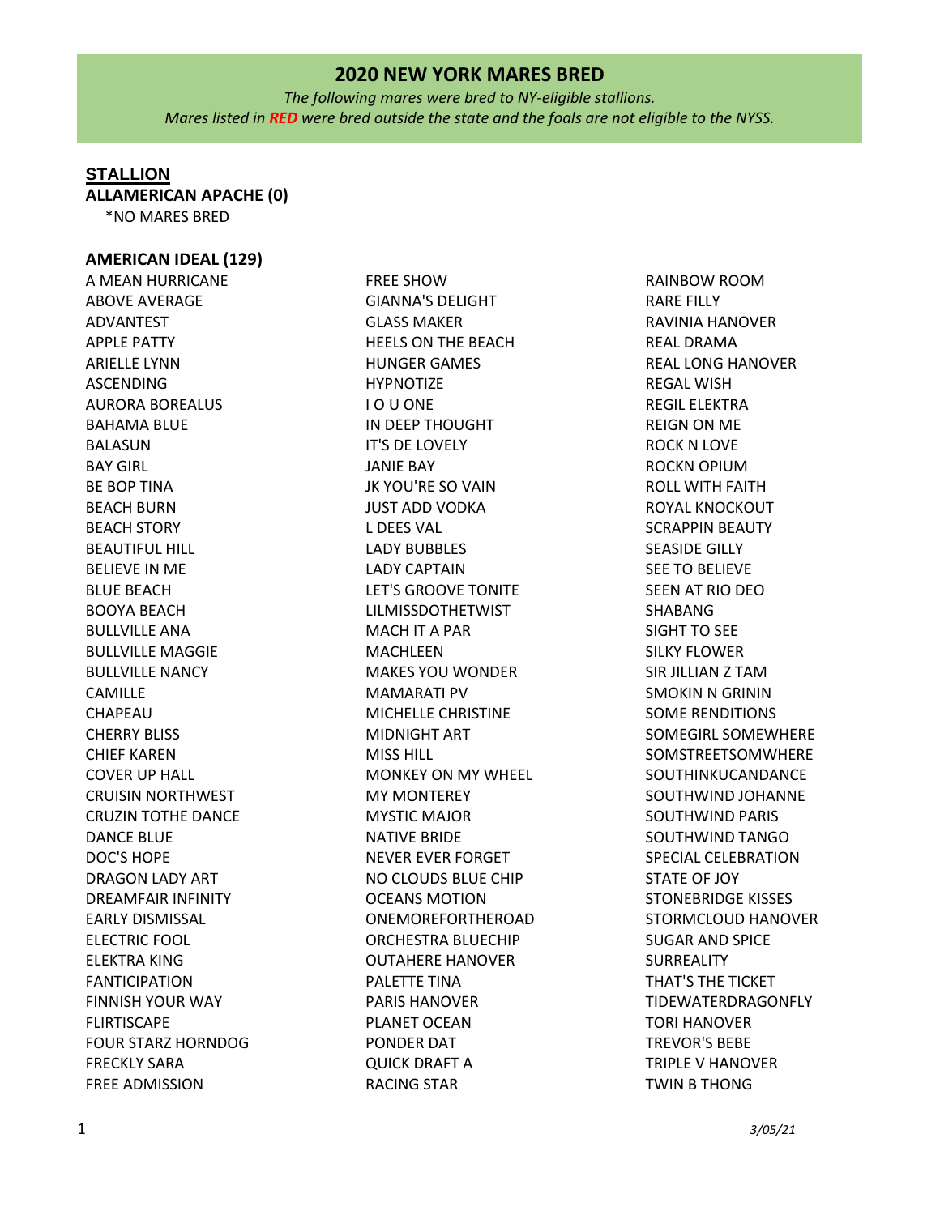# 2020 NEW YORK MARES BRED

*The following mares were bred to NY-eligible stallions.*
*Mares listed in **RED** were bred outside the state and the foals are not eligible to the NYSS.*

**STALLION**

**ALLAMERICAN APACHE (0)**

*NO MARES BRED

**AMERICAN IDEAL (129)**

A MEAN HURRICANE
ABOVE AVERAGE
ADVANTEST
APPLE PATTY
ARIELLE LYNN
ASCENDING
AURORA BOREALUS
BAHAMA BLUE
BALASUN
BAY GIRL
BE BOP TINA
BEACH BURN
BEACH STORY
BEAUTIFUL HILL
BELIEVE IN ME
BLUE BEACH
BOOYA BEACH
BULLVILLE ANA
BULLVILLE MAGGIE
BULLVILLE NANCY
CAMILLE
CHAPEAU
CHERRY BLISS
CHIEF KAREN
COVER UP HALL
CRUISIN NORTHWEST
CRUZIN TOTHE DANCE
DANCE BLUE
DOC'S HOPE
DRAGON LADY ART
DREAMFAIR INFINITY
EARLY DISMISSAL
ELECTRIC FOOL
ELEKTRA KING
FANTICIPATION
FINNISH YOUR WAY
FLIRTISCAPE
FOUR STARZ HORNDOG
FRECKLY SARA
FREE ADMISSION
FREE SHOW
GIANNA'S DELIGHT
GLASS MAKER
HEELS ON THE BEACH
HUNGER GAMES
HYPNOTIZE
I O U ONE
IN DEEP THOUGHT
IT'S DE LOVELY
JANIE BAY
JK YOU'RE SO VAIN
JUST ADD VODKA
L DEES VAL
LADY BUBBLES
LADY CAPTAIN
LET'S GROOVE TONITE
LILMISSDOTHETWIST
MACH IT A PAR
MACHLEEN
MAKES YOU WONDER
MAMARATI PV
MICHELLE CHRISTINE
MIDNIGHT ART
MISS HILL
MONKEY ON MY WHEEL
MY MONTEREY
MYSTIC MAJOR
NATIVE BRIDE
NEVER EVER FORGET
NO CLOUDS BLUE CHIP
OCEANS MOTION
ONEMOREFORTHEROAD
ORCHESTRA BLUECHIP
OUTAHERE HANOVER
PALETTE TINA
PARIS HANOVER
PLANET OCEAN
PONDER DAT
QUICK DRAFT A
RACING STAR
RAINBOW ROOM
RARE FILLY
RAVINIA HANOVER
REAL DRAMA
REAL LONG HANOVER
REGAL WISH
REGIL ELEKTRA
REIGN ON ME
ROCK N LOVE
ROCKN OPIUM
ROLL WITH FAITH
ROYAL KNOCKOUT
SCRAPPIN BEAUTY
SEASIDE GILLY
SEE TO BELIEVE
SEEN AT RIO DEO
SHABANG
SIGHT TO SEE
SILKY FLOWER
SIR JILLIAN Z TAM
SMOKIN N GRININ
SOME RENDITIONS
SOMEGIRL SOMEWHERE
SOMSTREETSOMWHERE
SOUTHINKUCANDANCE
SOUTHWIND JOHANNE
SOUTHWIND PARIS
SOUTHWIND TANGO
SPECIAL CELEBRATION
STATE OF JOY
STONEBRIDGE KISSES
STORMCLOUD HANOVER
SUGAR AND SPICE
SURREALITY
THAT'S THE TICKET
TIDEWATERDRAGONFLY
TORI HANOVER
TREVOR'S BEBE
TRIPLE V HANOVER
TWIN B THONG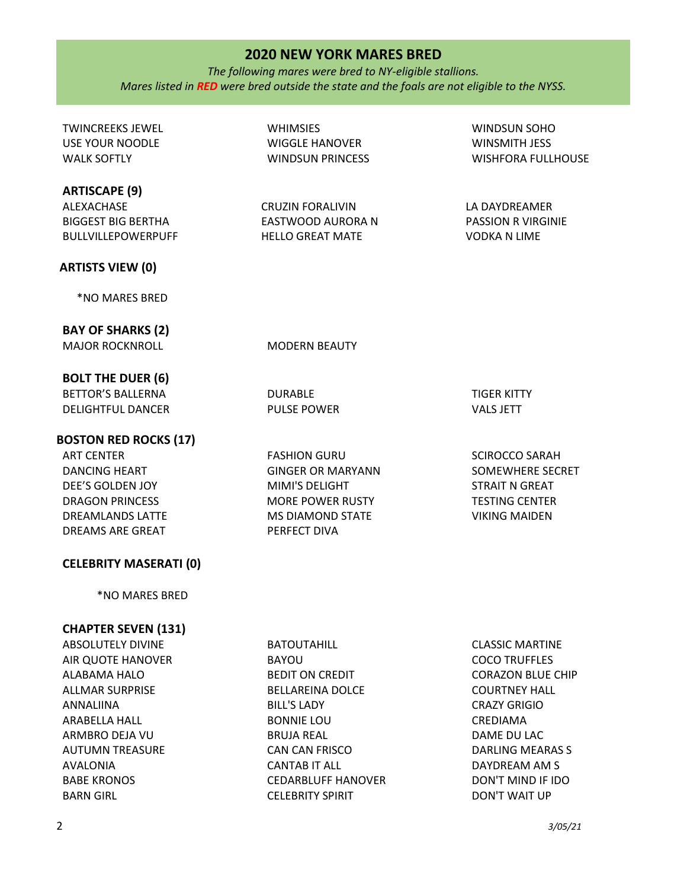## 2020 NEW YORK MARES BRED

*The following mares were bred to NY-eligible stallions.*
*Mares listed in **RED** were bred outside the state and the foals are not eligible to the NYSS.*

TWINCREEKS JEWEL
USE YOUR NOODLE
WALK SOFTLY
WHIMSIES
WIGGLE HANOVER
WINDSUN PRINCESS
WINDSUN SOHO
WINSMITH JESS
WISHFORA FULLHOUSE

**ARTISCAPE (9)**

ALEXACHASE
BIGGEST BIG BERTHA
BULLVILLEPOWERPUFF
CRUZIN FORALIVIN
EASTWOOD AURORA N
HELLO GREAT MATE
LA DAYDREAMER
PASSION R VIRGINIE
VODKA N LIME

**ARTISTS VIEW (0)**

*NO MARES BRED

**BAY OF SHARKS (2)**

MAJOR ROCKNROLL
MODERN BEAUTY

**BOLT THE DUER (6)**

BETTOR'S BALLERNA
DELIGHTFUL DANCER
DURABLE
PULSE POWER
TIGER KITTY
VALS JETT

**BOSTON RED ROCKS (17)**

ART CENTER
DANCING HEART
DEE'S GOLDEN JOY
DRAGON PRINCESS
DREAMLANDS LATTE
DREAMS ARE GREAT
FASHION GURU
GINGER OR MARYANN
MIMI'S DELIGHT
MORE POWER RUSTY
MS DIAMOND STATE
PERFECT DIVA
SCIROCCO SARAH
SOMEWHERE SECRET
STRAIT N GREAT
TESTING CENTER
VIKING MAIDEN

**CELEBRITY MASERATI (0)**

*NO MARES BRED

**CHAPTER SEVEN (131)**

ABSOLUTELY DIVINE
AIR QUOTE HANOVER
ALABAMA HALO
ALLMAR SURPRISE
ANNALIINA
ARABELLA HALL
ARMBRO DEJA VU
AUTUMN TREASURE
AVALONIA
BABE KRONOS
BARN GIRL
BATOUTAHILL
BAYOU
BEDIT ON CREDIT
BELLAREINA DOLCE
BILL'S LADY
BONNIE LOU
BRUJA REAL
CAN CAN FRISCO
CANTAB IT ALL
CEDARBLUFF HANOVER
CELEBRITY SPIRIT
CLASSIC MARTINE
COCO TRUFFLES
CORAZON BLUE CHIP
COURTNEY HALL
CRAZY GRIGIO
CREDIAMA
DAME DU LAC
DARLING MEARAS S
DAYDREAM AM S
DON'T MIND IF IDO
DON'T WAIT UP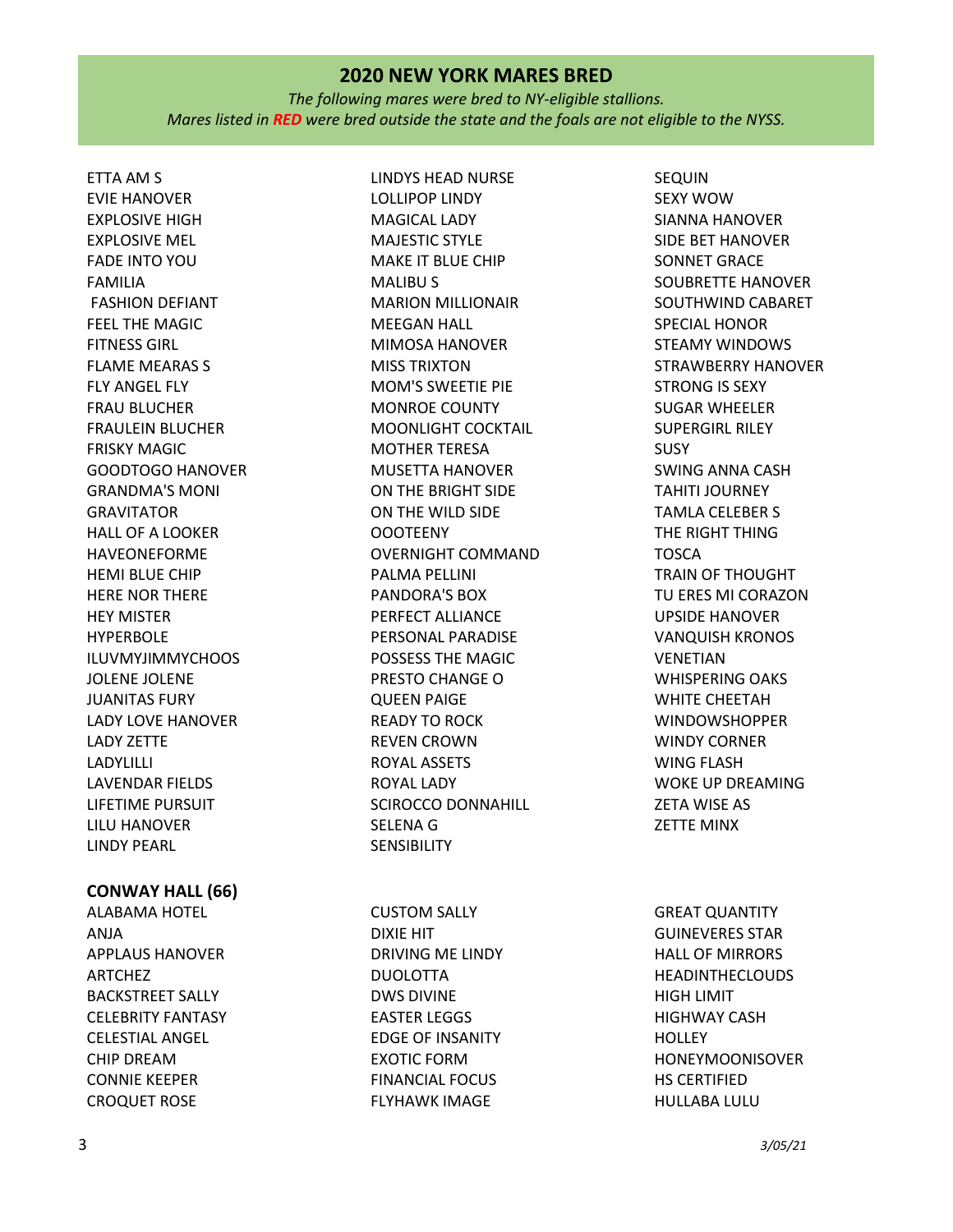## 2020 NEW YORK MARES BRED

*The following mares were bred to NY-eligible stallions.*
*Mares listed in **RED** were bred outside the state and the foals are not eligible to the NYSS.*

ETTA AM S
EVIE HANOVER
EXPLOSIVE HIGH
EXPLOSIVE MEL
FADE INTO YOU
FAMILIA
FASHION DEFIANT
FEEL THE MAGIC
FITNESS GIRL
FLAME MEARAS S
FLY ANGEL FLY
FRAU BLUCHER
FRAULEIN BLUCHER
FRISKY MAGIC
GOODTOGO HANOVER
GRANDMA'S MONI
GRAVITATOR
HALL OF A LOOKER
HAVEONEFORME
HEMI BLUE CHIP
HERE NOR THERE
HEY MISTER
HYPERBOLE
ILUVMYJIMMYCHOOS
JOLENE JOLENE
JUANITAS FURY
LADY LOVE HANOVER
LADY ZETTE
LADYLILLI
LAVENDAR FIELDS
LIFETIME PURSUIT
LILU HANOVER
LINDY PEARL
LINDYS HEAD NURSE
LOLLIPOP LINDY
MAGICAL LADY
MAJESTIC STYLE
MAKE IT BLUE CHIP
MALIBU S
MARION MILLIONAIR
MEEGAN HALL
MIMOSA HANOVER
MISS TRIXTON
MOM'S SWEETIE PIE
MONROE COUNTY
MOONLIGHT COCKTAIL
MOTHER TERESA
MUSETTA HANOVER
ON THE BRIGHT SIDE
ON THE WILD SIDE
OOOTEENY
OVERNIGHT COMMAND
PALMA PELLINI
PANDORA'S BOX
PERFECT ALLIANCE
PERSONAL PARADISE
POSSESS THE MAGIC
PRESTO CHANGE O
QUEEN PAIGE
READY TO ROCK
REVEN CROWN
ROYAL ASSETS
ROYAL LADY
SCIROCCO DONNAHILL
SELENA G
SENSIBILITY
SEQUIN
SEXY WOW
SIANNA HANOVER
SIDE BET HANOVER
SONNET GRACE
SOUBRETTE HANOVER
SOUTHWIND CABARET
SPECIAL HONOR
STEAMY WINDOWS
STRAWBERRY HANOVER
STRONG IS SEXY
SUGAR WHEELER
SUPERGIRL RILEY
SUSY
SWING ANNA CASH
TAHITI JOURNEY
TAMLA CELEBER S
THE RIGHT THING
TOSCA
TRAIN OF THOUGHT
TU ERES MI CORAZON
UPSIDE HANOVER
VANQUISH KRONOS
VENETIAN
WHISPERING OAKS
WHITE CHEETAH
WINDOWSHOPPER
WINDY CORNER
WING FLASH
WOKE UP DREAMING
ZETA WISE AS
ZETTE MINX

### CONWAY HALL (66)

ALABAMA HOTEL
ANJA
APPLAUS HANOVER
ARTCHEZ
BACKSTREET SALLY
CELEBRITY FANTASY
CELESTIAL ANGEL
CHIP DREAM
CONNIE KEEPER
CROQUET ROSE
CUSTOM SALLY
DIXIE HIT
DRIVING ME LINDY
DUOLOTTA
DWS DIVINE
EASTER LEGGS
EDGE OF INSANITY
EXOTIC FORM
FINANCIAL FOCUS
FLYHAWK IMAGE
GREAT QUANTITY
GUINEVERES STAR
HALL OF MIRRORS
HEADINTHECLOUDS
HIGH LIMIT
HIGHWAY CASH
HOLLEY
HONEYMOONISOVER
HS CERTIFIED
HULLABA LULU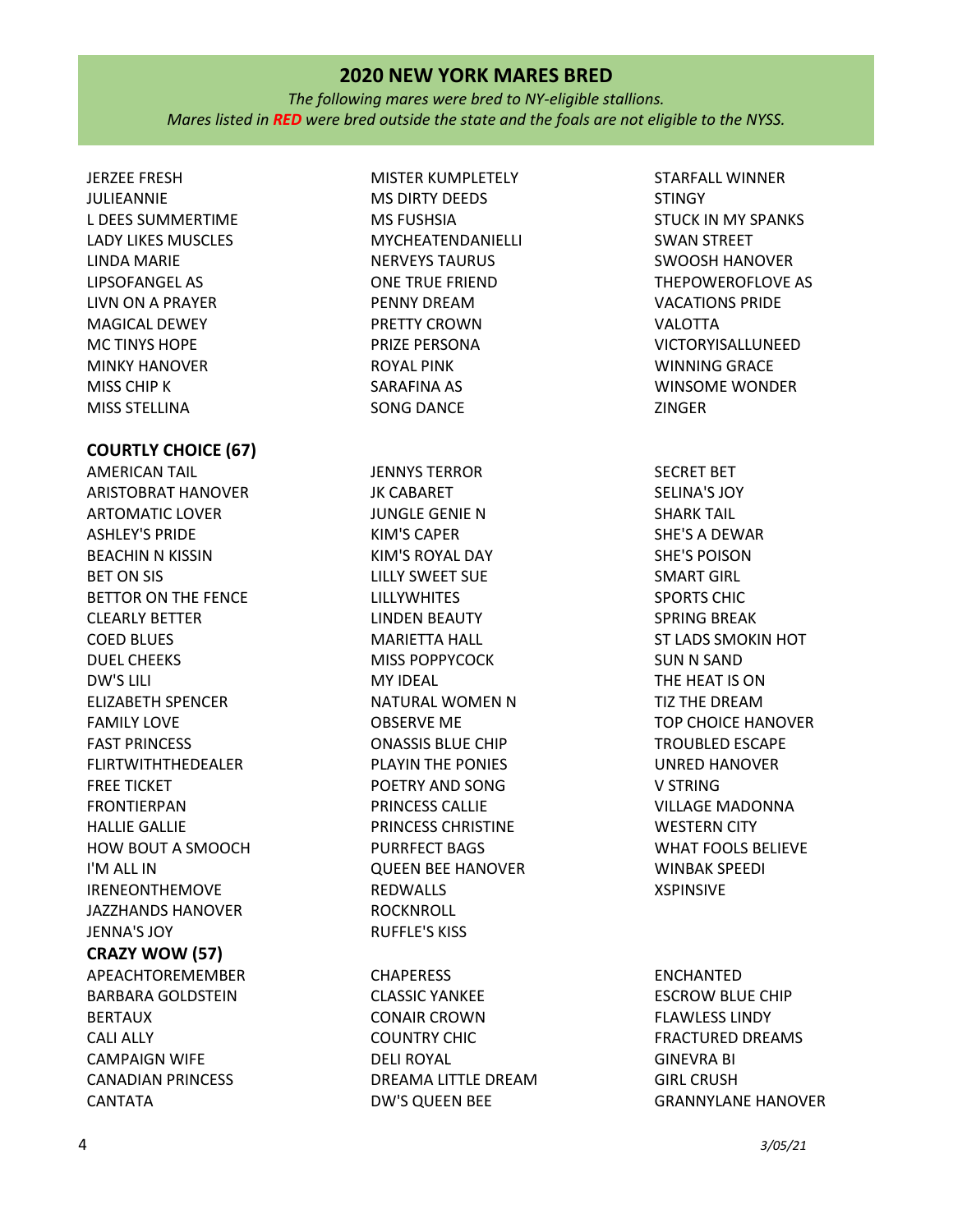## 2020 NEW YORK MARES BRED

*The following mares were bred to NY-eligible stallions.*
*Mares listed in **RED** were bred outside the state and the foals are not eligible to the NYSS.*

JERZEE FRESH
JULIEANNIE
L DEES SUMMERTIME
LADY LIKES MUSCLES
LINDA MARIE
LIPSOFANGEL AS
LIVN ON A PRAYER
MAGICAL DEWEY
MC TINYS HOPE
MINKY HANOVER
MISS CHIP K
MISS STELLINA
MISTER KUMPLETELY
MS DIRTY DEEDS
MS FUSHSIA
MYCHEATENDANIELLI
NERVEYS TAURUS
ONE TRUE FRIEND
PENNY DREAM
PRETTY CROWN
PRIZE PERSONA
ROYAL PINK
SARAFINA AS
SONG DANCE
STARFALL WINNER
STINGY
STUCK IN MY SPANKS
SWAN STREET
SWOOSH HANOVER
THEPOWEROFLOVE AS
VACATIONS PRIDE
VALOTTA
VICTORYISALLUNEED
WINNING GRACE
WINSOME WONDER
ZINGER

**COURTLY CHOICE (67)**

AMERICAN TAIL
ARISTOBRAT HANOVER
ARTOMATIC LOVER
ASHLEY'S PRIDE
BEACHIN N KISSIN
BET ON SIS
BETTOR ON THE FENCE
CLEARLY BETTER
COED BLUES
DUEL CHEEKS
DW'S LILI
ELIZABETH SPENCER
FAMILY LOVE
FAST PRINCESS
FLIRTWITHTHEDEALER
FREE TICKET
FRONTIERPAN
HALLIE GALLIE
HOW BOUT A SMOOCH
I'M ALL IN
IRENEONTHEMOVE
JAZZHANDS HANOVER
JENNA'S JOY
JENNYS TERROR
JK CABARET
JUNGLE GENIE N
KIM'S CAPER
KIM'S ROYAL DAY
LILLY SWEET SUE
LILLYWHITES
LINDEN BEAUTY
MARIETTA HALL
MISS POPPYCOCK
MY IDEAL
NATURAL WOMEN N
OBSERVE ME
ONASSIS BLUE CHIP
PLAYIN THE PONIES
POETRY AND SONG
PRINCESS CALLIE
PRINCESS CHRISTINE
PURRFECT BAGS
QUEEN BEE HANOVER
REDWALLS
ROCKNROLL
RUFFLE'S KISS
SECRET BET
SELINA'S JOY
SHARK TAIL
SHE'S A DEWAR
SHE'S POISON
SMART GIRL
SPORTS CHIC
SPRING BREAK
ST LADS SMOKIN HOT
SUN N SAND
THE HEAT IS ON
TIZ THE DREAM
TOP CHOICE HANOVER
TROUBLED ESCAPE
UNRED HANOVER
V STRING
VILLAGE MADONNA
WESTERN CITY
WHAT FOOLS BELIEVE
WINBAK SPEEDI
XSPINSIVE

**CRAZY WOW (57)**

APEACHTOREMEMBER
BARBARA GOLDSTEIN
BERTAUX
CALI ALLY
CAMPAIGN WIFE
CANADIAN PRINCESS
CANTATA
CHAPERESS
CLASSIC YANKEE
CONAIR CROWN
COUNTRY CHIC
DELI ROYAL
DREAMA LITTLE DREAM
DW'S QUEEN BEE
ENCHANTED
ESCROW BLUE CHIP
FLAWLESS LINDY
FRACTURED DREAMS
GINEVRA BI
GIRL CRUSH
GRANNYLANE HANOVER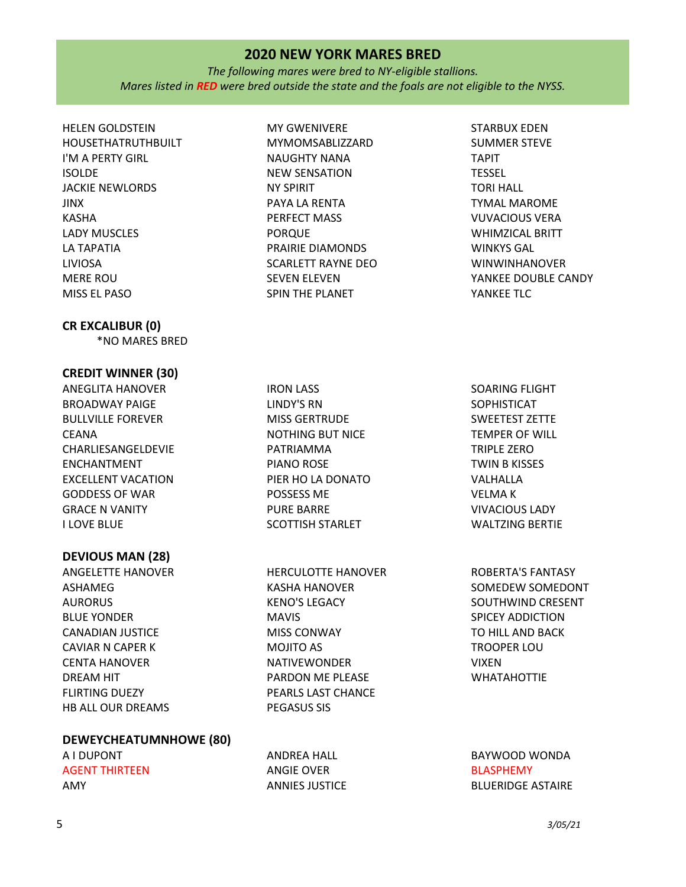## 2020 NEW YORK MARES BRED

*The following mares were bred to NY-eligible stallions.*
*Mares listed in **RED** were bred outside the state and the foals are not eligible to the NYSS.*

HELEN GOLDSTEIN
HOUSETHATRUTHBUILT
I'M A PERTY GIRL
ISOLDE
JACKIE NEWLORDS
JINX
KASHA
LADY MUSCLES
LA TAPATIA
LIVIOSA
MERE ROU
MISS EL PASO
MY GWENIVERE
MYMOMSABLIZZARD
NAUGHTY NANA
NEW SENSATION
NY SPIRIT
PAYA LA RENTA
PERFECT MASS
PORQUE
PRAIRIE DIAMONDS
SCARLETT RAYNE DEO
SEVEN ELEVEN
SPIN THE PLANET
STARBUX EDEN
SUMMER STEVE
TAPIT
TESSEL
TORI HALL
TYMAL MAROME
VUVACIOUS VERA
WHIMZICAL BRITT
WINKYS GAL
WINWINHANOVER
YANKEE DOUBLE CANDY
YANKEE TLC

**CR EXCALIBUR (0)**

*NO MARES BRED

**CREDIT WINNER (30)**

ANEGLITA HANOVER
BROADWAY PAIGE
BULLVILLE FOREVER
CEANA
CHARLIESANGELDEVIE
ENCHANTMENT
EXCELLENT VACATION
GODDESS OF WAR
GRACE N VANITY
I LOVE BLUE
IRON LASS
LINDY'S RN
MISS GERTRUDE
NOTHING BUT NICE
PATRIAMMA
PIANO ROSE
PIER HO LA DONATO
POSSESS ME
PURE BARRE
SCOTTISH STARLET
SOARING FLIGHT
SOPHISTICAT
SWEETEST ZETTE
TEMPER OF WILL
TRIPLE ZERO
TWIN B KISSES
VALHALLA
VELMA K
VIVACIOUS LADY
WALTZING BERTIE

**DEVIOUS MAN (28)**

ANGELETTE HANOVER
ASHAMEG
AURORUS
BLUE YONDER
CANADIAN JUSTICE
CAVIAR N CAPER K
CENTA HANOVER
DREAM HIT
FLIRTING DUEZY
HB ALL OUR DREAMS
HERCULOTTE HANOVER
KASHA HANOVER
KENO'S LEGACY
MAVIS
MISS CONWAY
MOJITO AS
NATIVEWONDER
PARDON ME PLEASE
PEARLS LAST CHANCE
PEGASUS SIS
ROBERTA'S FANTASY
SOMEDEW SOMEDONT
SOUTHWIND CRESENT
SPICEY ADDICTION
TO HILL AND BACK
TROOPER LOU
VIXEN
WHATAHOTTIE

**DEWEYCHEATUMNHOWE (80)**

A I DUPONT
AGENT THIRTEEN
AMY
ANDREA HALL
ANGIE OVER
ANNIES JUSTICE
BAYWOOD WONDA
BLASPHEMY
BLUERIDGE ASTAIRE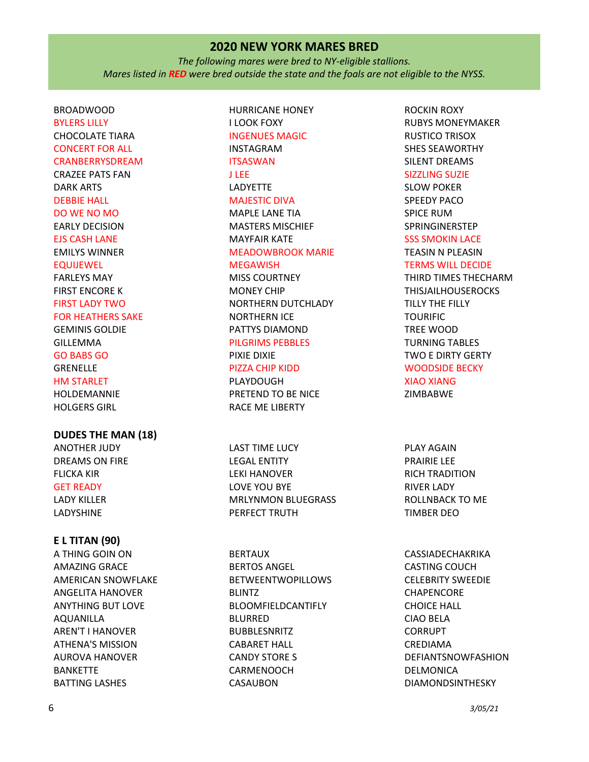## 2020 NEW YORK MARES BRED

*The following mares were bred to NY-eligible stallions.*
*Mares listed in **RED** were bred outside the state and the foals are not eligible to the NYSS.*

BROADWOOD
BYLERS LILLY
CHOCOLATE TIARA
CONCERT FOR ALL
CRANBERRYSDREAM
CRAZEE PATS FAN
DARK ARTS
DEBBIE HALL
DO WE NO MO
EARLY DECISION
EJS CASH LANE
EMILYS WINNER
EQUIJEWEL
FARLEYS MAY
FIRST ENCORE K
FIRST LADY TWO
FOR HEATHERS SAKE
GEMINIS GOLDIE
GILLEMMA
GO BABS GO
GRENELLE
HM STARLET
HOLDEMANNIE
HOLGERS GIRL
HURRICANE HONEY
I LOOK FOXY
INGENUES MAGIC
INSTAGRAM
ITSASWAN
J LEE
LADYETTE
MAJESTIC DIVA
MAPLE LANE TIA
MASTERS MISCHIEF
MAYFAIR KATE
MEADOWBROOK MARIE
MEGAWISH
MISS COURTNEY
MONEY CHIP
NORTHERN DUTCHLADY
NORTHERN ICE
PATTYS DIAMOND
PILGRIMS PEBBLES
PIXIE DIXIE
PIZZA CHIP KIDD
PLAYDOUGH
PRETEND TO BE NICE
RACE ME LIBERTY
ROCKIN ROXY
RUBYS MONEYMAKER
RUSTICO TRISOX
SHES SEAWORTHY
SILENT DREAMS
SIZZLING SUZIE
SLOW POKER
SPEEDY PACO
SPICE RUM
SPRINGINERSTEP
SSS SMOKIN LACE
TEASIN N PLEASIN
TERMS WILL DECIDE
THIRD TIMES THECHARM
THISJAILHOUSEROCKS
TILLY THE FILLY
TOURIFIC
TREE WOOD
TURNING TABLES
TWO E DIRTY GERTY
WOODSIDE BECKY
XIAO XIANG
ZIMBABWE

### DUDES THE MAN (18)

ANOTHER JUDY
DREAMS ON FIRE
FLICKA KIR
GET READY
LADY KILLER
LADYSHINE
LAST TIME LUCY
LEGAL ENTITY
LEKI HANOVER
LOVE YOU BYE
MRLYNMON BLUEGRASS
PERFECT TRUTH
PLAY AGAIN
PRAIRIE LEE
RICH TRADITION
RIVER LADY
ROLLNBACK TO ME
TIMBER DEO

### E L TITAN (90)

A THING GOIN ON
AMAZING GRACE
AMERICAN SNOWFLAKE
ANGELITA HANOVER
ANYTHING BUT LOVE
AQUANILLA
AREN'T I HANOVER
ATHENA'S MISSION
AUROVA HANOVER
BANKETTE
BATTING LASHES
BERTAUX
BERTOS ANGEL
BETWEENTWOPILLOWS
BLINTZ
BLOOMFIELDCANTIFLY
BLURRED
BUBBLESNRITZ
CABARET HALL
CANDY STORE S
CARMENOOCH
CASAUBON
CASSIADECHAKRIKA
CASTING COUCH
CELEBRITY SWEEDIE
CHAPENCORE
CHOICE HALL
CIAO BELA
CORRUPT
CREDIAMA
DEFIANTSNOWFASHION
DELMONICA
DIAMONDSINTHESKY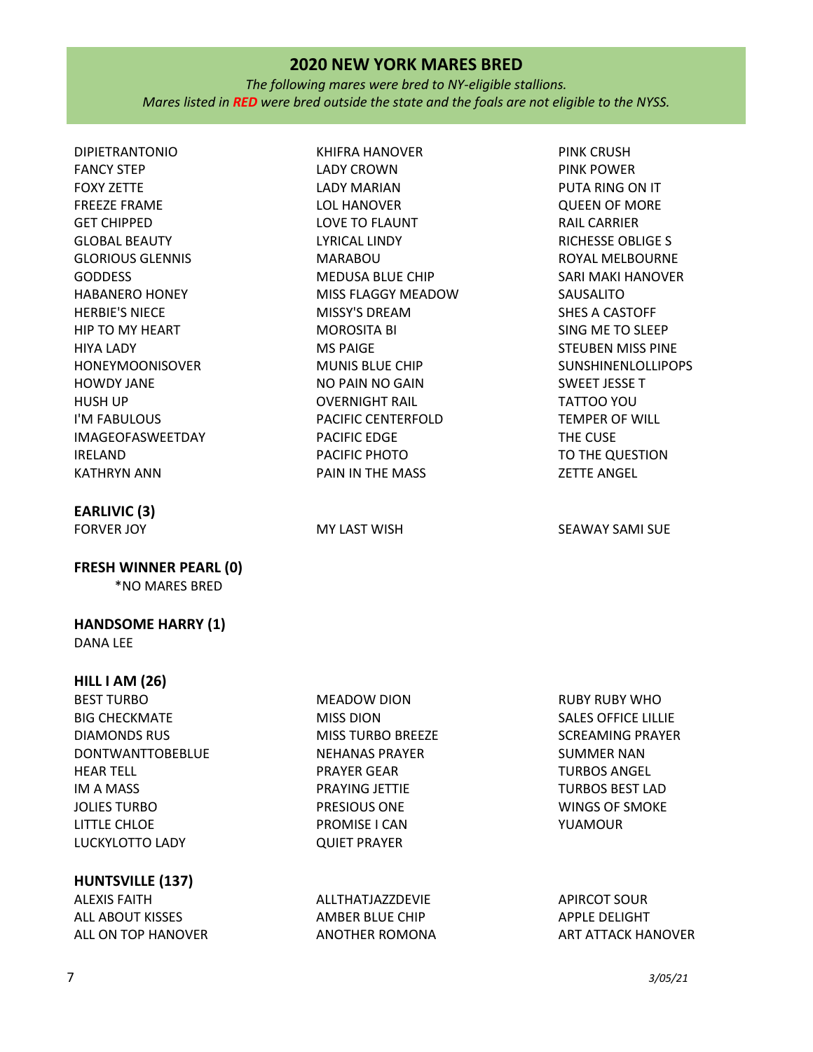## 2020 NEW YORK MARES BRED

*The following mares were bred to NY-eligible stallions.*
*Mares listed in **RED** were bred outside the state and the foals are not eligible to the NYSS.*

DIPIETRANTONIO
FANCY STEP
FOXY ZETTE
FREEZE FRAME
GET CHIPPED
GLOBAL BEAUTY
GLORIOUS GLENNIS
GODDESS
HABANERO HONEY
HERBIE'S NIECE
HIP TO MY HEART
HIYA LADY
HONEYMOONISOVER
HOWDY JANE
HUSH UP
I'M FABULOUS
IMAGEOFASWEETDAY
IRELAND
KATHRYN ANN
KHIFRA HANOVER
LADY CROWN
LADY MARIAN
LOL HANOVER
LOVE TO FLAUNT
LYRICAL LINDY
MARABOU
MEDUSA BLUE CHIP
MISS FLAGGY MEADOW
MISSY'S DREAM
MOROSITA BI
MS PAIGE
MUNIS BLUE CHIP
NO PAIN NO GAIN
OVERNIGHT RAIL
PACIFIC CENTERFOLD
PACIFIC EDGE
PACIFIC PHOTO
PAIN IN THE MASS
PINK CRUSH
PINK POWER
PUTA RING ON IT
QUEEN OF MORE
RAIL CARRIER
RICHESSE OBLIGE S
ROYAL MELBOURNE
SARI MAKI HANOVER
SAUSALITO
SHES A CASTOFF
SING ME TO SLEEP
STEUBEN MISS PINE
SUNSHINENLOLLIPOPS
SWEET JESSE T
TATTOO YOU
TEMPER OF WILL
THE CUSE
TO THE QUESTION
ZETTE ANGEL

### EARLIVIC (3)

FORVER JOY
MY LAST WISH
SEAWAY SAMI SUE

### FRESH WINNER PEARL (0)

*NO MARES BRED

### HANDSOME HARRY (1)

DANA LEE

### HILL I AM (26)

BEST TURBO
BIG CHECKMATE
DIAMONDS RUS
DONTWANTTOBEBLUE
HEAR TELL
IM A MASS
JOLIES TURBO
LITTLE CHLOE
LUCKYLOTTO LADY
MEADOW DION
MISS DION
MISS TURBO BREEZE
NEHANAS PRAYER
PRAYER GEAR
PRAYING JETTIE
PRESIOUS ONE
PROMISE I CAN
QUIET PRAYER
RUBY RUBY WHO
SALES OFFICE LILLIE
SCREAMING PRAYER
SUMMER NAN
TURBOS ANGEL
TURBOS BEST LAD
WINGS OF SMOKE
YUAMOUR

### HUNTSVILLE (137)

ALEXIS FAITH
ALL ABOUT KISSES
ALL ON TOP HANOVER
ALLTHATJAZZDEVIE
AMBER BLUE CHIP
ANOTHER ROMONA
APIRCOT SOUR
APPLE DELIGHT
ART ATTACK HANOVER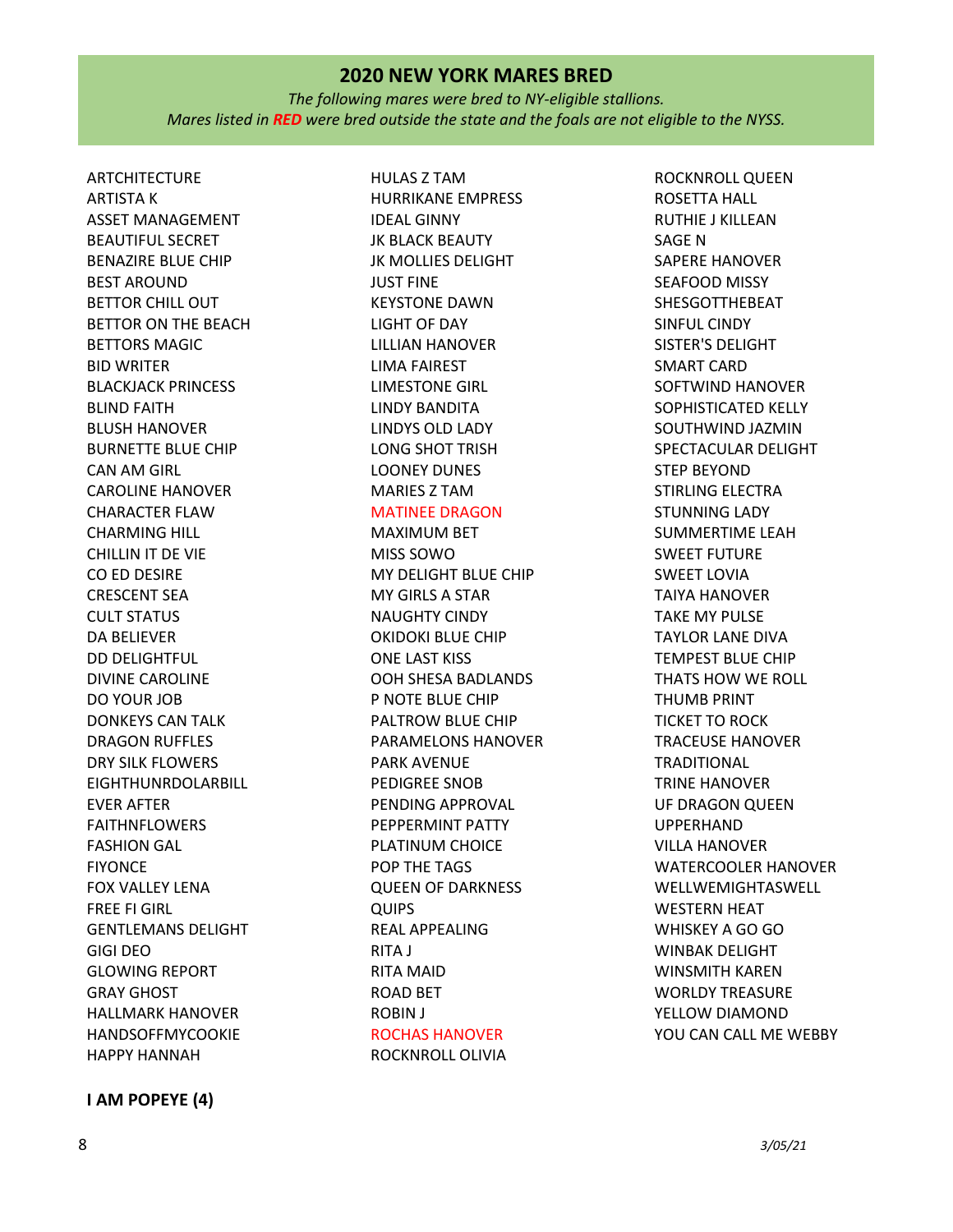## 2020 NEW YORK MARES BRED

*The following mares were bred to NY-eligible stallions.*
*Mares listed in **RED** were bred outside the state and the foals are not eligible to the NYSS.*

ARTCHITECTURE
ARTISTA K
ASSET MANAGEMENT
BEAUTIFUL SECRET
BENAZIRE BLUE CHIP
BEST AROUND
BETTOR CHILL OUT
BETTOR ON THE BEACH
BETTORS MAGIC
BID WRITER
BLACKJACK PRINCESS
BLIND FAITH
BLUSH HANOVER
BURNETTE BLUE CHIP
CAN AM GIRL
CAROLINE HANOVER
CHARACTER FLAW
CHARMING HILL
CHILLIN IT DE VIE
CO ED DESIRE
CRESCENT SEA
CULT STATUS
DA BELIEVER
DD DELIGHTFUL
DIVINE CAROLINE
DO YOUR JOB
DONKEYS CAN TALK
DRAGON RUFFLES
DRY SILK FLOWERS
EIGHTHUNRDOLARBILL
EVER AFTER
FAITHNFLOWERS
FASHION GAL
FIYONCE
FOX VALLEY LENA
FREE FI GIRL
GENTLEMANS DELIGHT
GIGI DEO
GLOWING REPORT
GRAY GHOST
HALLMARK HANOVER
HANDSOFFMYCOOKIE
HAPPY HANNAH
HULAS Z TAM
HURRIKANE EMPRESS
IDEAL GINNY
JK BLACK BEAUTY
JK MOLLIES DELIGHT
JUST FINE
KEYSTONE DAWN
LIGHT OF DAY
LILLIAN HANOVER
LIMA FAIREST
LIMESTONE GIRL
LINDY BANDITA
LINDYS OLD LADY
LONG SHOT TRISH
LOONEY DUNES
MARIES Z TAM
MATINEE DRAGON
MAXIMUM BET
MISS SOWO
MY DELIGHT BLUE CHIP
MY GIRLS A STAR
NAUGHTY CINDY
OKIDOKI BLUE CHIP
ONE LAST KISS
OOH SHESA BADLANDS
P NOTE BLUE CHIP
PALTROW BLUE CHIP
PARAMELONS HANOVER
PARK AVENUE
PEDIGREE SNOB
PENDING APPROVAL
PEPPERMINT PATTY
PLATINUM CHOICE
POP THE TAGS
QUEEN OF DARKNESS
QUIPS
REAL APPEALING
RITA J
RITA MAID
ROAD BET
ROBIN J
ROCHAS HANOVER
ROCKNROLL OLIVIA
ROCKNROLL QUEEN
ROSETTA HALL
RUTHIE J KILLEAN
SAGE N
SAPERE HANOVER
SEAFOOD MISSY
SHESGOTTHEBEAT
SINFUL CINDY
SISTER'S DELIGHT
SMART CARD
SOFTWIND HANOVER
SOPHISTICATED KELLY
SOUTHWIND JAZMIN
SPECTACULAR DELIGHT
STEP BEYOND
STIRLING ELECTRA
STUNNING LADY
SUMMERTIME LEAH
SWEET FUTURE
SWEET LOVIA
TAIYA HANOVER
TAKE MY PULSE
TAYLOR LANE DIVA
TEMPEST BLUE CHIP
THATS HOW WE ROLL
THUMB PRINT
TICKET TO ROCK
TRACEUSE HANOVER
TRADITIONAL
TRINE HANOVER
UF DRAGON QUEEN
UPPERHAND
VILLA HANOVER
WATERCOOLER HANOVER
WELLWEMIGHTASWELL
WESTERN HEAT
WHISKEY A GO GO
WINBAK DELIGHT
WINSMITH KAREN
WORLDY TREASURE
YELLOW DIAMOND
YOU CAN CALL ME WEBBY

**I AM POPEYE (4)**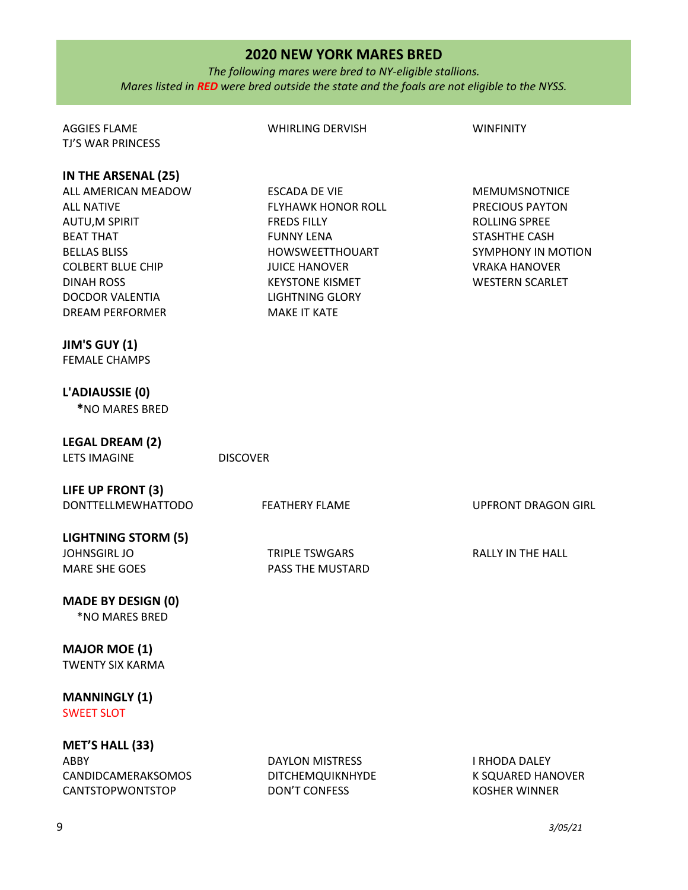## 2020 NEW YORK MARES BRED

*The following mares were bred to NY-eligible stallions.*
*Mares listed in **RED** were bred outside the state and the foals are not eligible to the NYSS.*

AGGIES FLAME
TJ'S WAR PRINCESS
WHIRLING DERVISH
WINFINITY

**IN THE ARSENAL (25)**

ALL AMERICAN MEADOW
ALL NATIVE
AUTU,M SPIRIT
BEAT THAT
BELLAS BLISS
COLBERT BLUE CHIP
DINAH ROSS
DOCDOR VALENTIA
DREAM PERFORMER
ESCADA DE VIE
FLYHAWK HONOR ROLL
FREDS FILLY
FUNNY LENA
HOWSWEETTHOUART
JUICE HANOVER
KEYSTONE KISMET
LIGHTNING GLORY
MAKE IT KATE
MEMUMSNOTNICE
PRECIOUS PAYTON
ROLLING SPREE
STASHTHE CASH
SYMPHONY IN MOTION
VRAKA HANOVER
WESTERN SCARLET

**JIM'S GUY (1)**

FEMALE CHAMPS

**L'ADIAUSSIE (0)**

*NO MARES BRED

**LEGAL DREAM (2)**

LETS IMAGINE
DISCOVER

**LIFE UP FRONT (3)**

DONTTELLMEWHATTODO
FEATHERY FLAME
UPFRONT DRAGON GIRL

**LIGHTNING STORM (5)**

JOHNSGIRL JO
MARE SHE GOES
TRIPLE TSWGARS
PASS THE MUSTARD
RALLY IN THE HALL

**MADE BY DESIGN (0)**

*NO MARES BRED

**MAJOR MOE (1)**

TWENTY SIX KARMA

**MANNINGLY (1)**

SWEET SLOT

**MET'S HALL (33)**

ABBY
CANDIDCAMERAKSOMOS
CANTSTOPWONTSTOP
DAYLON MISTRESS
DITCHEMQUIKNHYDE
DON'T CONFESS
I RHODA DALEY
K SQUARED HANOVER
KOSHER WINNER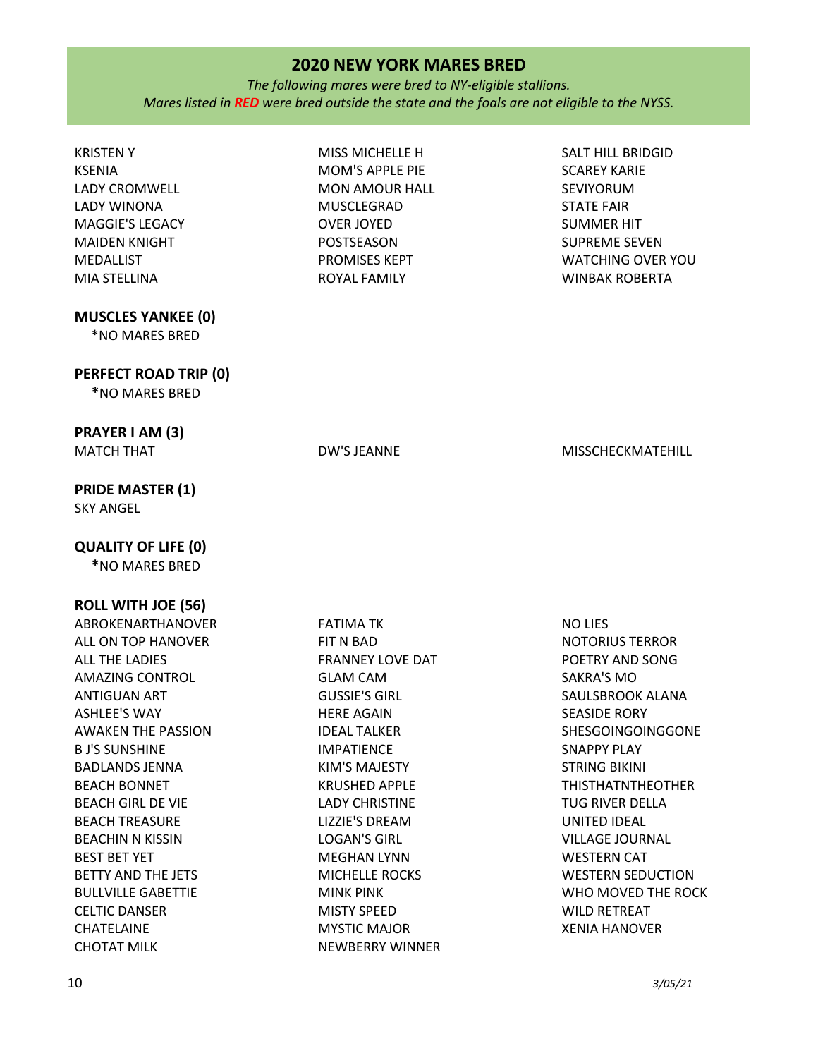## 2020 NEW YORK MARES BRED

*The following mares were bred to NY-eligible stallions.*
*Mares listed in **RED** were bred outside the state and the foals are not eligible to the NYSS.*

KRISTEN Y
KSENIA
LADY CROMWELL
LADY WINONA
MAGGIE'S LEGACY
MAIDEN KNIGHT
MEDALLIST
MIA STELLINA
MISS MICHELLE H
MOM'S APPLE PIE
MON AMOUR HALL
MUSCLEGRAD
OVER JOYED
POSTSEASON
PROMISES KEPT
ROYAL FAMILY
SALT HILL BRIDGID
SCAREY KARIE
SEVIYORUM
STATE FAIR
SUMMER HIT
SUPREME SEVEN
WATCHING OVER YOU
WINBAK ROBERTA

### MUSCLES YANKEE (0)

*NO MARES BRED

### PERFECT ROAD TRIP (0)

*NO MARES BRED

### PRAYER I AM (3)

MATCH THAT
DW'S JEANNE
MISSCHECKMATEHILL

### PRIDE MASTER (1)

SKY ANGEL

### QUALITY OF LIFE (0)

*NO MARES BRED

### ROLL WITH JOE (56)

ABROKENARTHANOVER
ALL ON TOP HANOVER
ALL THE LADIES
AMAZING CONTROL
ANTIGUAN ART
ASHLEE'S WAY
AWAKEN THE PASSION
B J'S SUNSHINE
BADLANDS JENNA
BEACH BONNET
BEACH GIRL DE VIE
BEACH TREASURE
BEACHIN N KISSIN
BEST BET YET
BETTY AND THE JETS
BULLVILLE GABETTIE
CELTIC DANSER
CHATELAINE
CHOTAT MILK
FATIMA TK
FIT N BAD
FRANNEY LOVE DAT
GLAM CAM
GUSSIE'S GIRL
HERE AGAIN
IDEAL TALKER
IMPATIENCE
KIM'S MAJESTY
KRUSHED APPLE
LADY CHRISTINE
LIZZIE'S DREAM
LOGAN'S GIRL
MEGHAN LYNN
MICHELLE ROCKS
MINK PINK
MISTY SPEED
MYSTIC MAJOR
NEWBERRY WINNER
NO LIES
NOTORIUS TERROR
POETRY AND SONG
SAKRA'S MO
SAULSBROOK ALANA
SEASIDE RORY
SHESGOINGOINGGONE
SNAPPY PLAY
STRING BIKINI
THISTHATNTHEOTHER
TUG RIVER DELLA
UNITED IDEAL
VILLAGE JOURNAL
WESTERN CAT
WESTERN SEDUCTION
WHO MOVED THE ROCK
WILD RETREAT
XENIA HANOVER

*3/05/21*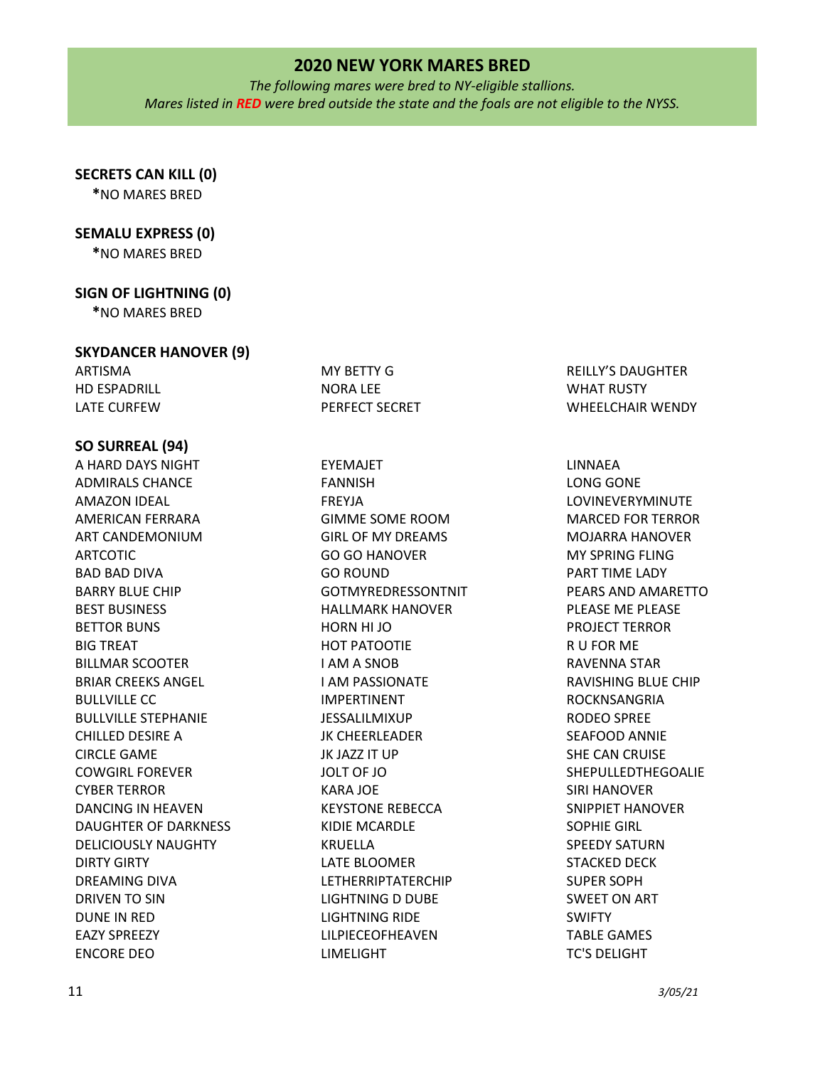## 2020 NEW YORK MARES BRED

*The following mares were bred to NY-eligible stallions.*
*Mares listed in **RED** were bred outside the state and the foals are not eligible to the NYSS.*

**SECRETS CAN KILL (0)**

***NO MARES BRED**

**SEMALU EXPRESS (0)**

***NO MARES BRED**

**SIGN OF LIGHTNING (0)**

***NO MARES BRED**

**SKYDANCER HANOVER (9)**

ARTISMA
HD ESPADRILL
LATE CURFEW
MY BETTY G
NORA LEE
PERFECT SECRET
REILLY'S DAUGHTER
WHAT RUSTY
WHEELCHAIR WENDY

**SO SURREAL (94)**

A HARD DAYS NIGHT
ADMIRALS CHANCE
AMAZON IDEAL
AMERICAN FERRARA
ART CANDEMONIUM
ARTCOTIC
BAD BAD DIVA
BARRY BLUE CHIP
BEST BUSINESS
BETTOR BUNS
BIG TREAT
BILLMAR SCOOTER
BRIAR CREEKS ANGEL
BULLVILLE CC
BULLVILLE STEPHANIE
CHILLED DESIRE A
CIRCLE GAME
COWGIRL FOREVER
CYBER TERROR
DANCING IN HEAVEN
DAUGHTER OF DARKNESS
DELICIOUSLY NAUGHTY
DIRTY GIRTY
DREAMING DIVA
DRIVEN TO SIN
DUNE IN RED
EAZY SPREEZY
ENCORE DEO
EYEMAJET
FANNISH
FREYJA
GIMME SOME ROOM
GIRL OF MY DREAMS
GO GO HANOVER
GO ROUND
GOTMYREDRESSONTNIT
HALLMARK HANOVER
HORN HI JO
HOT PATOOTIE
I AM A SNOB
I AM PASSIONATE
IMPERTINENT
JESSALILMIXUP
JK CHEERLEADER
JK JAZZ IT UP
JOLT OF JO
KARA JOE
KEYSTONE REBECCA
KIDIE MCARDLE
KRUELLA
LATE BLOOMER
LETHERRIPTATERCHIP
LIGHTNING D DUBE
LIGHTNING RIDE
LILPIECEOFHEAVEN
LIMELIGHT
LINNAEA
LONG GONE
LOVINEVERYMINUTE
MARCED FOR TERROR
MOJARRA HANOVER
MY SPRING FLING
PART TIME LADY
PEARS AND AMARETTO
PLEASE ME PLEASE
PROJECT TERROR
R U FOR ME
RAVENNA STAR
RAVISHING BLUE CHIP
ROCKNSANGRIA
RODEO SPREE
SEAFOOD ANNIE
SHE CAN CRUISE
SHEPULLEDTHEGOALIE
SIRI HANOVER
SNIPPIET HANOVER
SOPHIE GIRL
SPEEDY SATURN
STACKED DECK
SUPER SOPH
SWEET ON ART
SWIFTY
TABLE GAMES
TC'S DELIGHT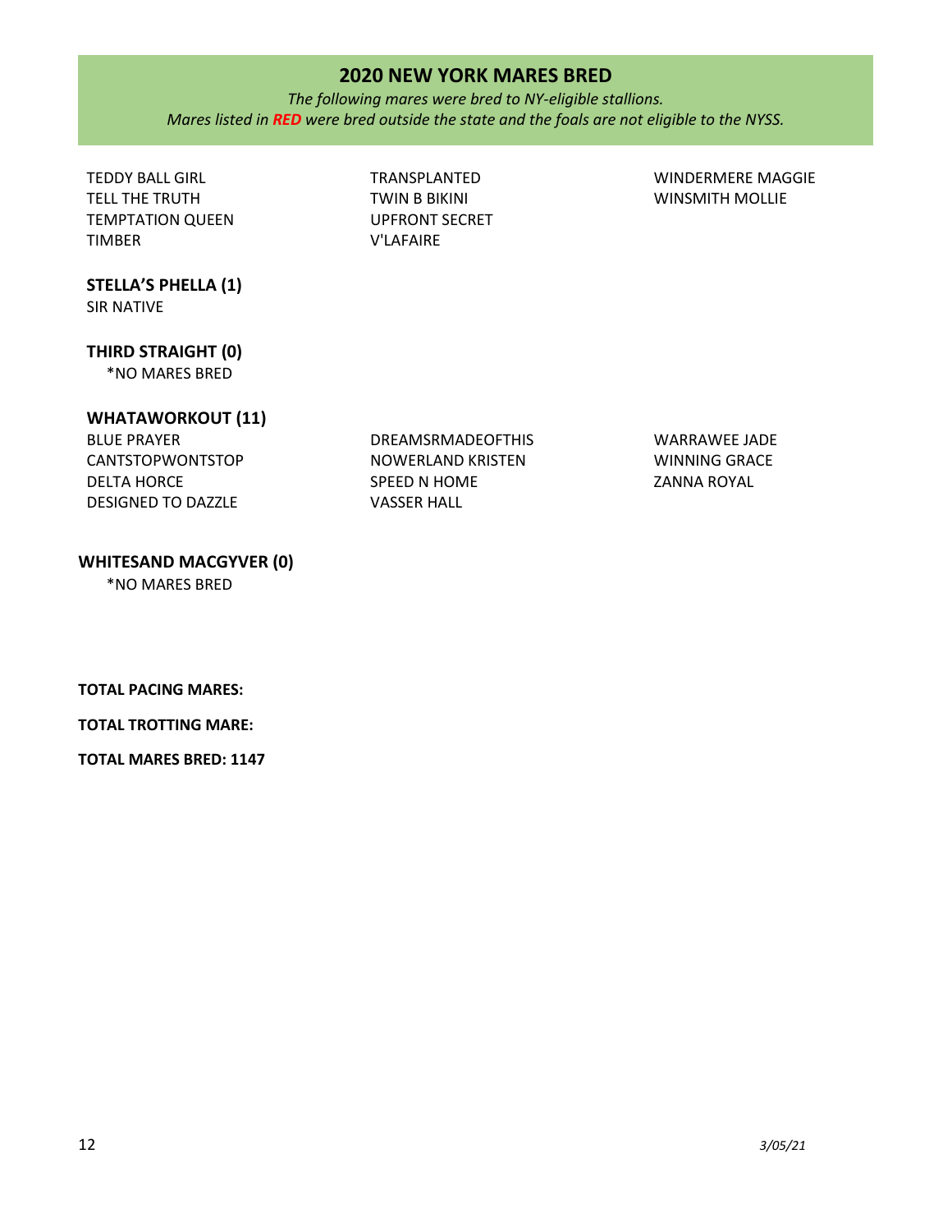## 2020 NEW YORK MARES BRED

*The following mares were bred to NY-eligible stallions.*
*Mares listed in **RED** were bred outside the state and the foals are not eligible to the NYSS.*

TEDDY BALL GIRL
TELL THE TRUTH
TEMPTATION QUEEN
TIMBER
TRANSPLANTED
TWIN B BIKINI
UPFRONT SECRET
V'LAFAIRE
WINDERMERE MAGGIE
WINSMITH MOLLIE

**STELLA'S PHELLA (1)**

SIR NATIVE

**THIRD STRAIGHT (0)**

*NO MARES BRED

**WHATAWORKOUT (11)**

BLUE PRAYER
CANTSTOPWONTSTOP
DELTA HORCE
DESIGNED TO DAZZLE
DREAMSRMADEOFTHIS
NOWERLAND KRISTEN
SPEED N HOME
VASSER HALL
WARRAWEE JADE
WINNING GRACE
ZANNA ROYAL

**WHITESAND MACGYVER (0)**

*NO MARES BRED

**TOTAL PACING MARES:**

**TOTAL TROTTING MARE:**

**TOTAL MARES BRED: 1147**